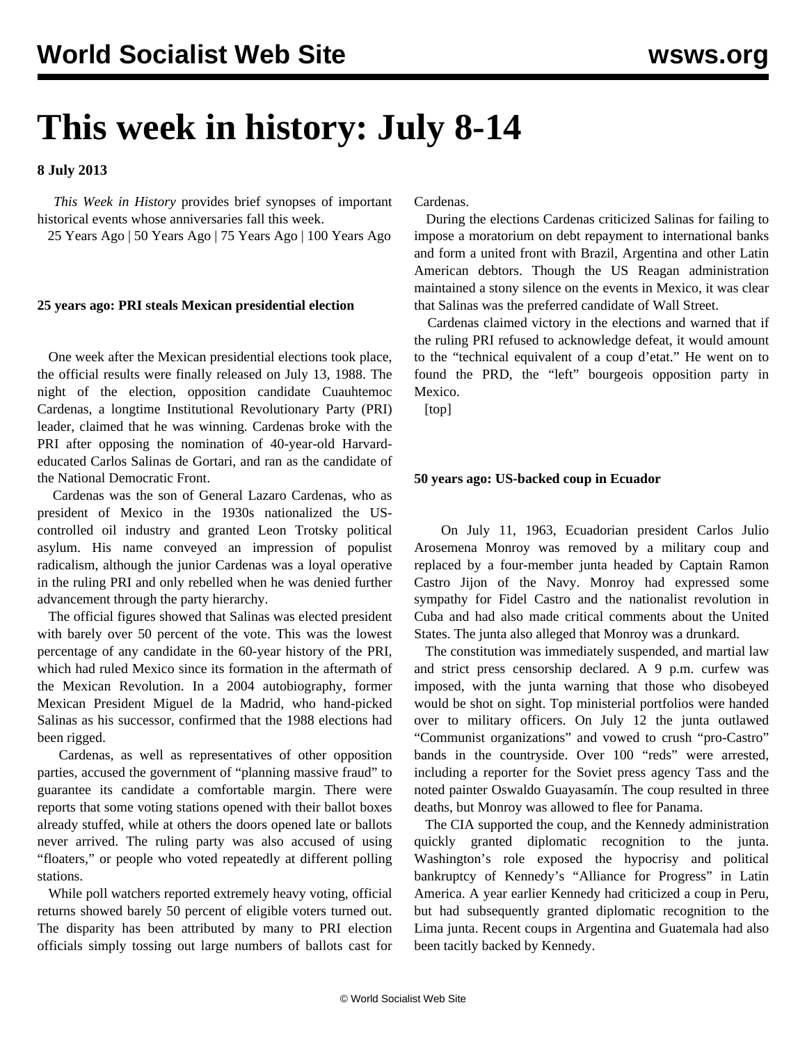# This week in history: July 8-14

**8 July 2013**

*This Week in History* provides brief synopses of important historical events whose anniversaries fall this week.

25 Years Ago | 50 Years Ago | 75 Years Ago | 100 Years Ago

### 25 years ago: PRI steals Mexican presidential election

One week after the Mexican presidential elections took place, the official results were finally released on July 13, 1988. The night of the election, opposition candidate Cuauhtemoc Cardenas, a longtime Institutional Revolutionary Party (PRI) leader, claimed that he was winning. Cardenas broke with the PRI after opposing the nomination of 40-year-old Harvard-educated Carlos Salinas de Gortari, and ran as the candidate of the National Democratic Front.

Cardenas was the son of General Lazaro Cardenas, who as president of Mexico in the 1930s nationalized the US-controlled oil industry and granted Leon Trotsky political asylum. His name conveyed an impression of populist radicalism, although the junior Cardenas was a loyal operative in the ruling PRI and only rebelled when he was denied further advancement through the party hierarchy.

The official figures showed that Salinas was elected president with barely over 50 percent of the vote. This was the lowest percentage of any candidate in the 60-year history of the PRI, which had ruled Mexico since its formation in the aftermath of the Mexican Revolution. In a 2004 autobiography, former Mexican President Miguel de la Madrid, who hand-picked Salinas as his successor, confirmed that the 1988 elections had been rigged.

Cardenas, as well as representatives of other opposition parties, accused the government of "planning massive fraud" to guarantee its candidate a comfortable margin. There were reports that some voting stations opened with their ballot boxes already stuffed, while at others the doors opened late or ballots never arrived. The ruling party was also accused of using "floaters," or people who voted repeatedly at different polling stations.

While poll watchers reported extremely heavy voting, official returns showed barely 50 percent of eligible voters turned out. The disparity has been attributed by many to PRI election officials simply tossing out large numbers of ballots cast for Cardenas.

During the elections Cardenas criticized Salinas for failing to impose a moratorium on debt repayment to international banks and form a united front with Brazil, Argentina and other Latin American debtors. Though the US Reagan administration maintained a stony silence on the events in Mexico, it was clear that Salinas was the preferred candidate of Wall Street.

Cardenas claimed victory in the elections and warned that if the ruling PRI refused to acknowledge defeat, it would amount to the "technical equivalent of a coup d'etat." He went on to found the PRD, the "left" bourgeois opposition party in Mexico.

[top]

### 50 years ago: US-backed coup in Ecuador

On July 11, 1963, Ecuadorian president Carlos Julio Arosemena Monroy was removed by a military coup and replaced by a four-member junta headed by Captain Ramon Castro Jijon of the Navy. Monroy had expressed some sympathy for Fidel Castro and the nationalist revolution in Cuba and had also made critical comments about the United States. The junta also alleged that Monroy was a drunkard.

The constitution was immediately suspended, and martial law and strict press censorship declared. A 9 p.m. curfew was imposed, with the junta warning that those who disobeyed would be shot on sight. Top ministerial portfolios were handed over to military officers. On July 12 the junta outlawed "Communist organizations" and vowed to crush "pro-Castro" bands in the countryside. Over 100 "reds" were arrested, including a reporter for the Soviet press agency Tass and the noted painter Oswaldo Guayasamín. The coup resulted in three deaths, but Monroy was allowed to flee for Panama.

The CIA supported the coup, and the Kennedy administration quickly granted diplomatic recognition to the junta. Washington's role exposed the hypocrisy and political bankruptcy of Kennedy's "Alliance for Progress" in Latin America. A year earlier Kennedy had criticized a coup in Peru, but had subsequently granted diplomatic recognition to the Lima junta. Recent coups in Argentina and Guatemala had also been tacitly backed by Kennedy.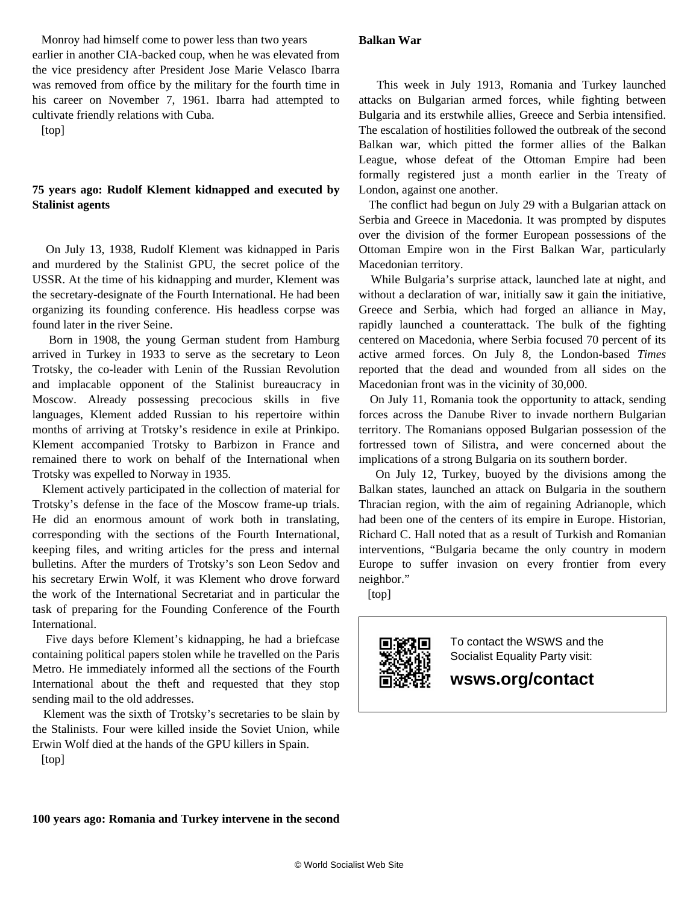Monroy had himself come to power less than two years earlier in another CIA-backed coup, when he was elevated from the vice presidency after President Jose Marie Velasco Ibarra was removed from office by the military for the fourth time in his career on November 7, 1961. Ibarra had attempted to cultivate friendly relations with Cuba.

[top]

**75 years ago: Rudolf Klement kidnapped and executed by Stalinist agents**

On July 13, 1938, Rudolf Klement was kidnapped in Paris and murdered by the Stalinist GPU, the secret police of the USSR. At the time of his kidnapping and murder, Klement was the secretary-designate of the Fourth International. He had been organizing its founding conference. His headless corpse was found later in the river Seine.

Born in 1908, the young German student from Hamburg arrived in Turkey in 1933 to serve as the secretary to Leon Trotsky, the co-leader with Lenin of the Russian Revolution and implacable opponent of the Stalinist bureaucracy in Moscow. Already possessing precocious skills in five languages, Klement added Russian to his repertoire within months of arriving at Trotsky's residence in exile at Prinkipo. Klement accompanied Trotsky to Barbizon in France and remained there to work on behalf of the International when Trotsky was expelled to Norway in 1935.

Klement actively participated in the collection of material for Trotsky's defense in the face of the Moscow frame-up trials. He did an enormous amount of work both in translating, corresponding with the sections of the Fourth International, keeping files, and writing articles for the press and internal bulletins. After the murders of Trotsky's son Leon Sedov and his secretary Erwin Wolf, it was Klement who drove forward the work of the International Secretariat and in particular the task of preparing for the Founding Conference of the Fourth International.

Five days before Klement's kidnapping, he had a briefcase containing political papers stolen while he travelled on the Paris Metro. He immediately informed all the sections of the Fourth International about the theft and requested that they stop sending mail to the old addresses.

Klement was the sixth of Trotsky's secretaries to be slain by the Stalinists. Four were killed inside the Soviet Union, while Erwin Wolf died at the hands of the GPU killers in Spain.

[top]

**100 years ago: Romania and Turkey intervene in the second Balkan War**

This week in July 1913, Romania and Turkey launched attacks on Bulgarian armed forces, while fighting between Bulgaria and its erstwhile allies, Greece and Serbia intensified. The escalation of hostilities followed the outbreak of the second Balkan war, which pitted the former allies of the Balkan League, whose defeat of the Ottoman Empire had been formally registered just a month earlier in the Treaty of London, against one another.

The conflict had begun on July 29 with a Bulgarian attack on Serbia and Greece in Macedonia. It was prompted by disputes over the division of the former European possessions of the Ottoman Empire won in the First Balkan War, particularly Macedonian territory.

While Bulgaria's surprise attack, launched late at night, and without a declaration of war, initially saw it gain the initiative, Greece and Serbia, which had forged an alliance in May, rapidly launched a counterattack. The bulk of the fighting centered on Macedonia, where Serbia focused 70 percent of its active armed forces. On July 8, the London-based *Times* reported that the dead and wounded from all sides on the Macedonian front was in the vicinity of 30,000.

On July 11, Romania took the opportunity to attack, sending forces across the Danube River to invade northern Bulgarian territory. The Romanians opposed Bulgarian possession of the fortressed town of Silistra, and were concerned about the implications of a strong Bulgaria on its southern border.

On July 12, Turkey, buoyed by the divisions among the Balkan states, launched an attack on Bulgaria in the southern Thracian region, with the aim of regaining Adrianople, which had been one of the centers of its empire in Europe. Historian, Richard C. Hall noted that as a result of Turkish and Romanian interventions, "Bulgaria became the only country in modern Europe to suffer invasion on every frontier from every neighbor."

[top]

To contact the WSWS and the Socialist Equality Party visit:

**wsws.org/contact**